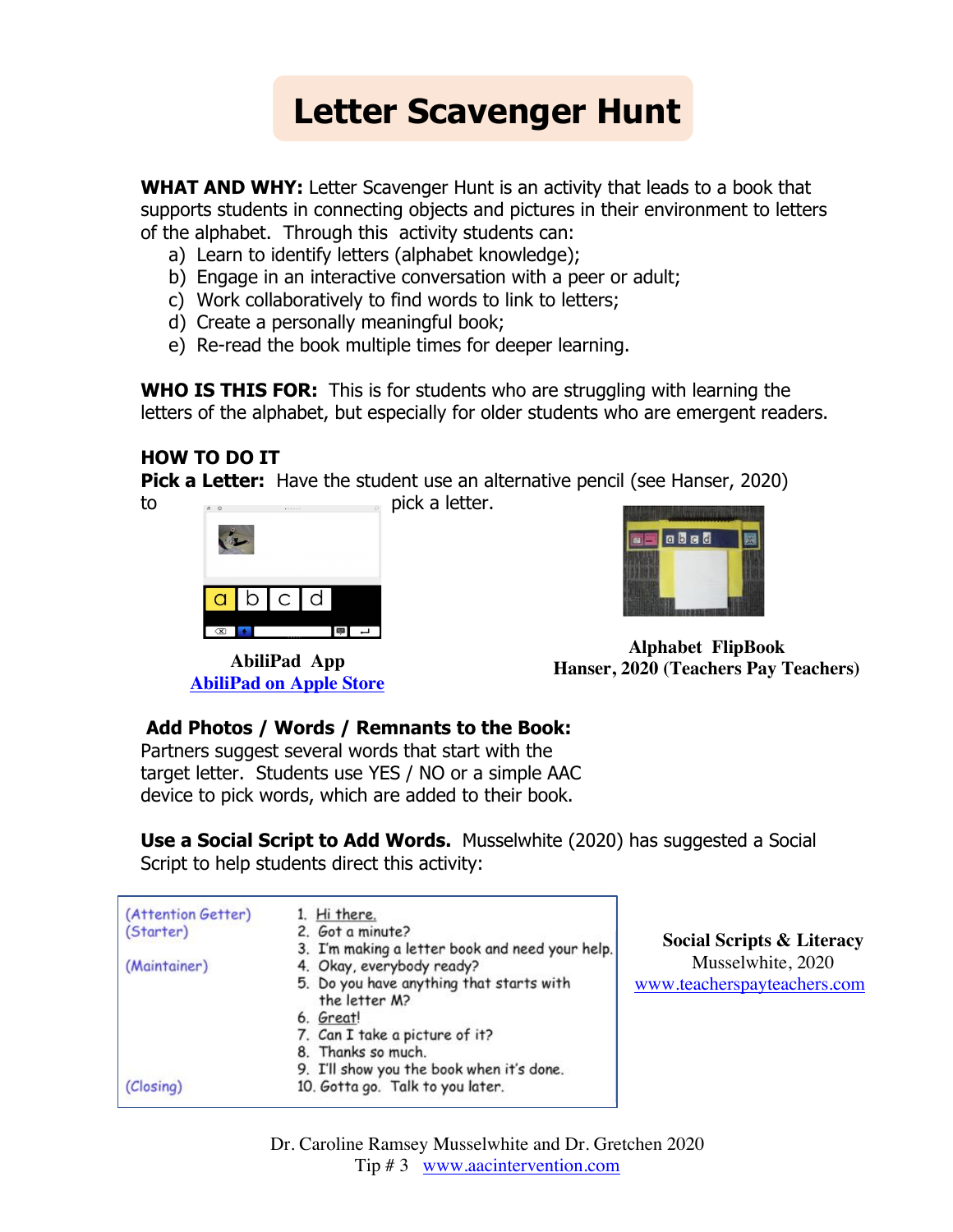# Letter Scavenger Hunt

**WHAT AND WHY:** Letter Scavenger Hunt is an activity that leads to a book that supports students in connecting objects and pictures in their environment to letters of the alphabet. Through this activity students can:

a) Learn to identify letters (alphabet knowledge);
b) Engage in an interactive conversation with a peer or adult;
c) Work collaboratively to find words to link to letters;
d) Create a personally meaningful book;
e) Re-read the book multiple times for deeper learning.

**WHO IS THIS FOR:** This is for students who are struggling with learning the letters of the alphabet, but especially for older students who are emergent readers.

**HOW TO DO IT**

**Pick a Letter:** Have the student use an alternative pencil (see Hanser, 2020) to pick a letter.

**AbiliPad App**
[AbiliPad on Apple Store]

**Alphabet FlipBook**
**Hanser, 2020 (Teachers Pay Teachers)**

**Add Photos / Words / Remnants to the Book:** Partners suggest several words that start with the target letter. Students use YES / NO or a simple AAC device to pick words, which are added to their book.

**Use a Social Script to Add Words.** Musselwhite (2020) has suggested a Social Script to help students direct this activity:

| | |
|---|---|
| (Attention Getter) | 1. Hi there. |
| (Starter) | 2. Got a minute? |
| | 3. I'm making a letter book and need your help. |
| (Maintainer) | 4. Okay, everybody ready? |
| | 5. Do you have anything that starts with the letter M? |
| | 6. Great! |
| | 7. Can I take a picture of it? |
| | 8. Thanks so much. |
| | 9. I'll show you the book when it's done. |
| (Closing) | 10. Gotta go. Talk to you later. |

**Social Scripts & Literacy**
Musselwhite, 2020
www.teacherspayteachers.com

Dr. Caroline Ramsey Musselwhite and Dr. Gretchen 2020
Tip # 3 www.aacintervention.com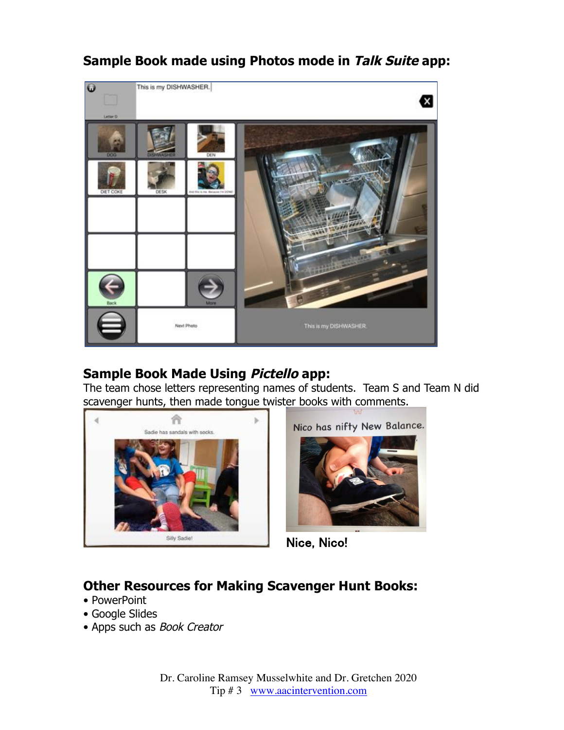## Sample Book made using Photos mode in *Talk Suite* app:

## Sample Book Made Using *Pictello* app:

The team chose letters representing names of students. Team S and Team N did scavenger hunts, then made tongue twister books with comments.

Nice, Nico!

## Other Resources for Making Scavenger Hunt Books:

- PowerPoint
- Google Slides
- Apps such as *Book Creator*

Dr. Caroline Ramsey Musselwhite and Dr. Gretchen 2020
Tip # 3 www.aacintervention.com